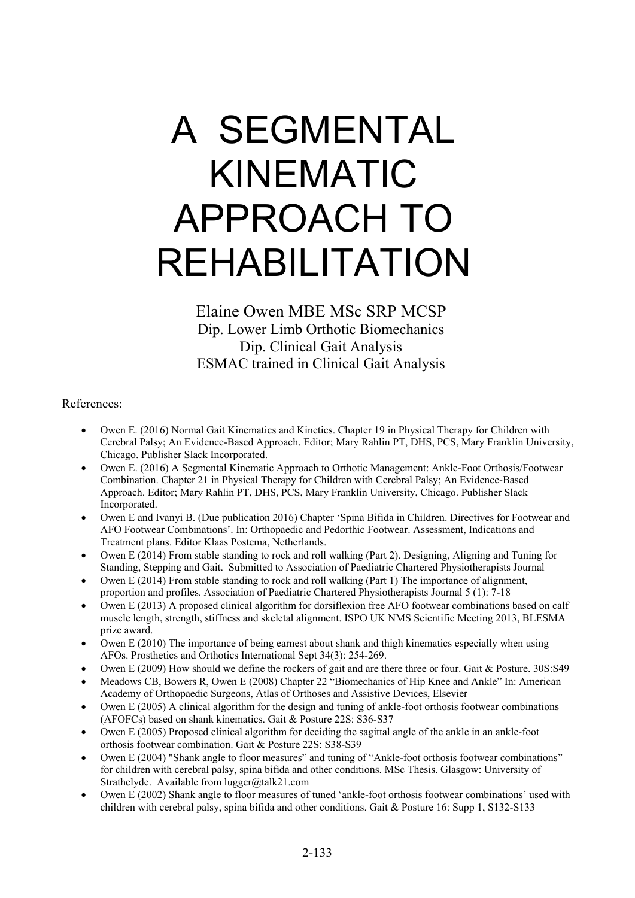# A SEGMENTAL KINEMATIC APPROACH TO REHABILITATION

Elaine Owen MBE MSc SRP MCSP
Dip. Lower Limb Orthotic Biomechanics
Dip. Clinical Gait Analysis
ESMAC trained in Clinical Gait Analysis

References:

- Owen E. (2016) Normal Gait Kinematics and Kinetics. Chapter 19 in Physical Therapy for Children with Cerebral Palsy; An Evidence-Based Approach. Editor; Mary Rahlin PT, DHS, PCS, Mary Franklin University, Chicago. Publisher Slack Incorporated.
- Owen E. (2016) A Segmental Kinematic Approach to Orthotic Management: Ankle-Foot Orthosis/Footwear Combination. Chapter 21 in Physical Therapy for Children with Cerebral Palsy; An Evidence-Based Approach. Editor; Mary Rahlin PT, DHS, PCS, Mary Franklin University, Chicago. Publisher Slack Incorporated.
- Owen E and Ivanyi B. (Due publication 2016) Chapter 'Spina Bifida in Children. Directives for Footwear and AFO Footwear Combinations'. In: Orthopaedic and Pedorthic Footwear. Assessment, Indications and Treatment plans. Editor Klaas Postema, Netherlands.
- Owen E (2014) From stable standing to rock and roll walking (Part 2). Designing, Aligning and Tuning for Standing, Stepping and Gait. Submitted to Association of Paediatric Chartered Physiotherapists Journal
- Owen E (2014) From stable standing to rock and roll walking (Part 1) The importance of alignment, proportion and profiles. Association of Paediatric Chartered Physiotherapists Journal 5 (1): 7-18
- Owen E (2013) A proposed clinical algorithm for dorsiflexion free AFO footwear combinations based on calf muscle length, strength, stiffness and skeletal alignment. ISPO UK NMS Scientific Meeting 2013, BLESMA prize award.
- Owen E (2010) The importance of being earnest about shank and thigh kinematics especially when using AFOs. Prosthetics and Orthotics International Sept 34(3): 254-269.
- Owen E (2009) How should we define the rockers of gait and are there three or four. Gait & Posture. 30S:S49
- Meadows CB, Bowers R, Owen E (2008) Chapter 22 "Biomechanics of Hip Knee and Ankle" In: American Academy of Orthopaedic Surgeons, Atlas of Orthoses and Assistive Devices, Elsevier
- Owen E (2005) A clinical algorithm for the design and tuning of ankle-foot orthosis footwear combinations (AFOFCs) based on shank kinematics. Gait & Posture 22S: S36-S37
- Owen E (2005) Proposed clinical algorithm for deciding the sagittal angle of the ankle in an ankle-foot orthosis footwear combination. Gait & Posture 22S: S38-S39
- Owen E (2004) "Shank angle to floor measures" and tuning of "Ankle-foot orthosis footwear combinations" for children with cerebral palsy, spina bifida and other conditions. MSc Thesis. Glasgow: University of Strathclyde. Available from lugger@talk21.com
- Owen E (2002) Shank angle to floor measures of tuned 'ankle-foot orthosis footwear combinations' used with children with cerebral palsy, spina bifida and other conditions. Gait & Posture 16: Supp 1, S132-S133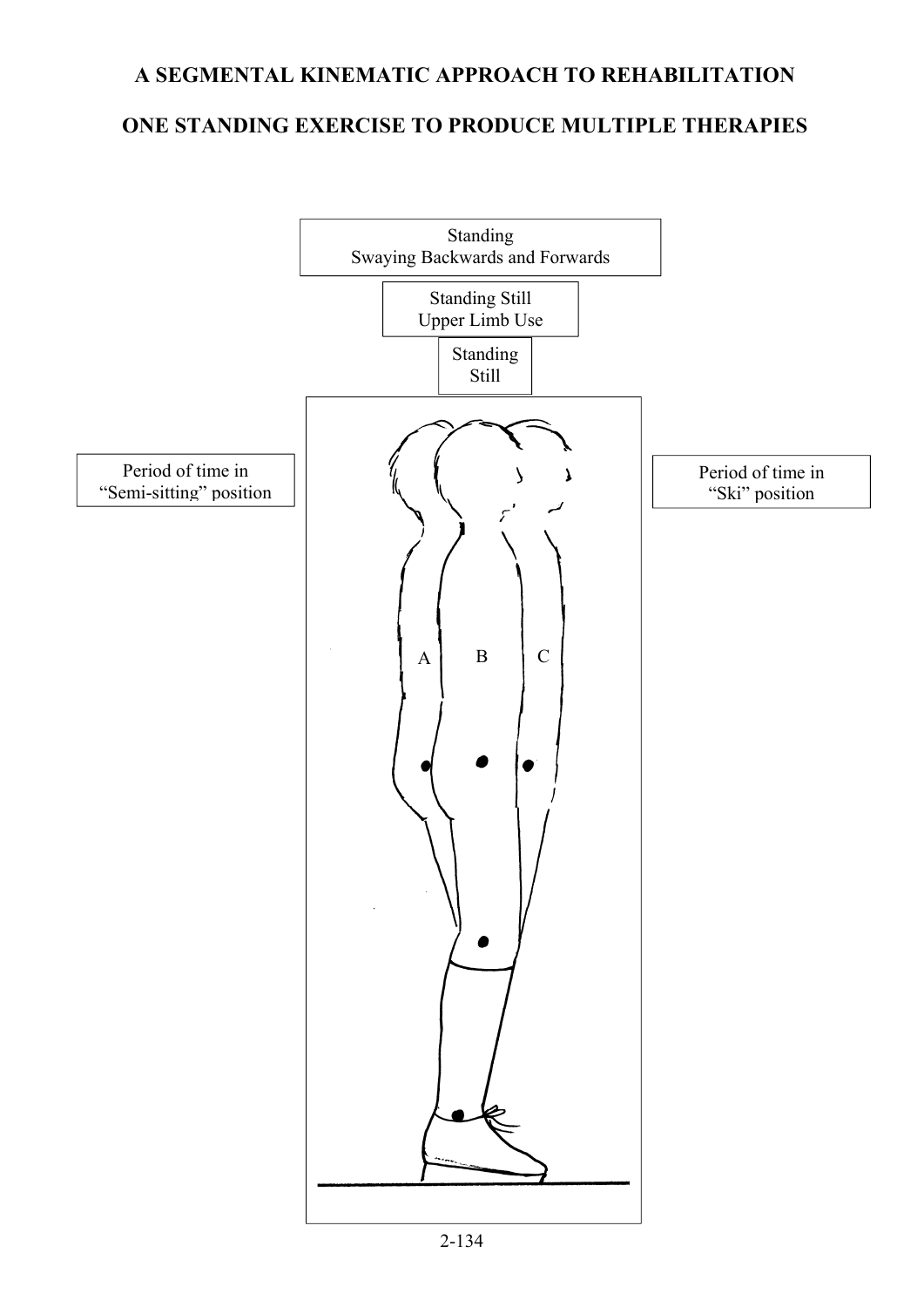# A SEGMENTAL KINEMATIC APPROACH TO REHABILITATION

# ONE STANDING EXERCISE TO PRODUCE MULTIPLE THERAPIES

Standing
Swaying Backwards and Forwards

Standing Still
Upper Limb Use

Standing
Still

Period of time in
"Semi-sitting" position

Period of time in
"Ski" position

A B C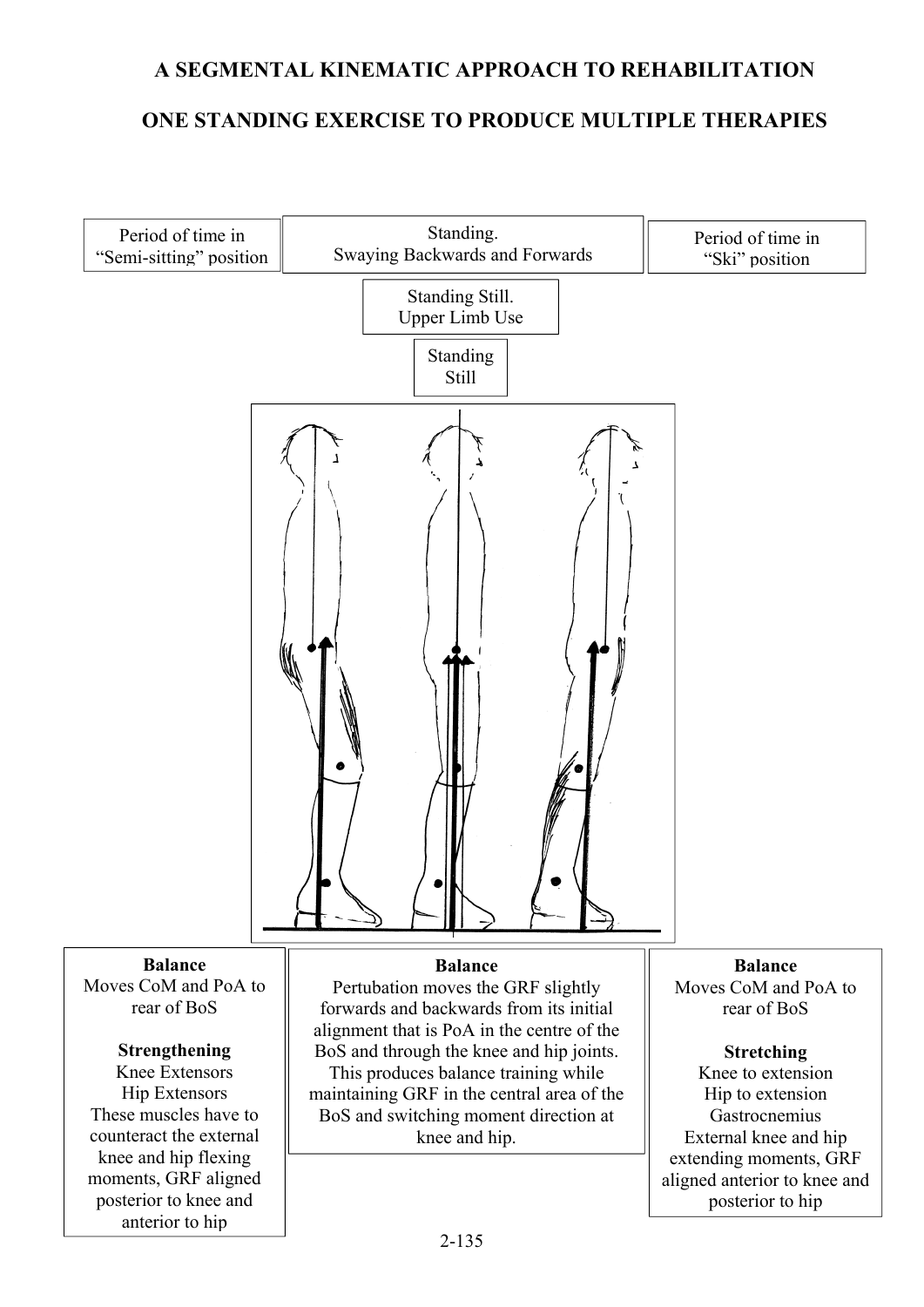# A SEGMENTAL KINEMATIC APPROACH TO REHABILITATION

## ONE STANDING EXERCISE TO PRODUCE MULTIPLE THERAPIES

Period of time in "Semi-sitting" position

Standing. Swaying Backwards and Forwards

Period of time in "Ski" position

Standing Still. Upper Limb Use

Standing Still

**Balance**
Moves CoM and PoA to rear of BoS

**Strengthening**
Knee Extensors
Hip Extensors
These muscles have to counteract the external knee and hip flexing moments, GRF aligned posterior to knee and anterior to hip

**Balance**
Pertubation moves the GRF slightly forwards and backwards from its initial alignment that is PoA in the centre of the BoS and through the knee and hip joints. This produces balance training while maintaining GRF in the central area of the BoS and switching moment direction at knee and hip.

**Balance**
Moves CoM and PoA to rear of BoS

**Stretching**
Knee to extension
Hip to extension
Gastrocnemius
External knee and hip extending moments, GRF aligned anterior to knee and posterior to hip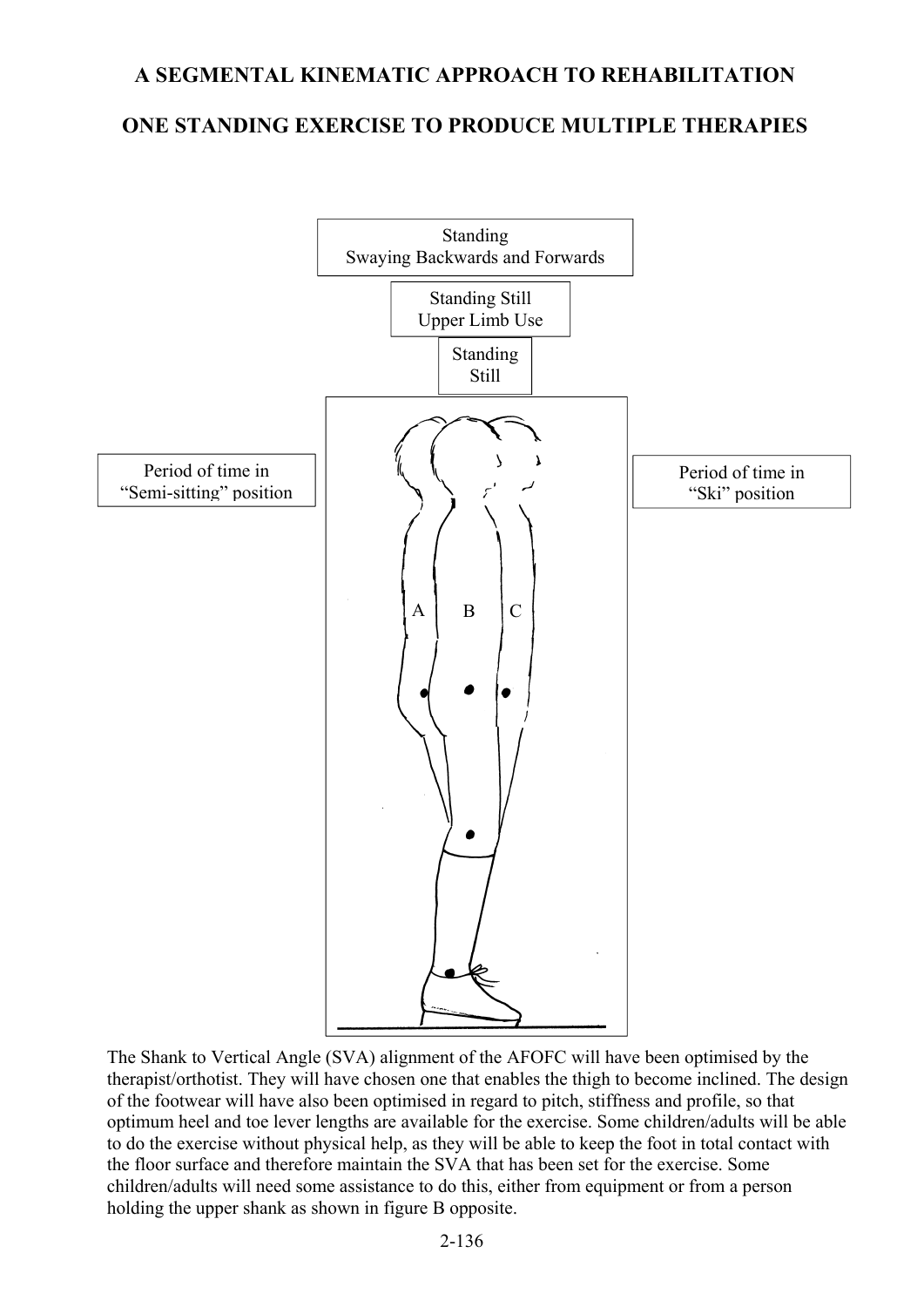# A SEGMENTAL KINEMATIC APPROACH TO REHABILITATION

## ONE STANDING EXERCISE TO PRODUCE MULTIPLE THERAPIES

Standing
Swaying Backwards and Forwards

Standing Still
Upper Limb Use

Standing
Still

Period of time in
"Semi-sitting" position

Period of time in
"Ski" position

A B C

The Shank to Vertical Angle (SVA) alignment of the AFOFC will have been optimised by the therapist/orthotist. They will have chosen one that enables the thigh to become inclined. The design of the footwear will have also been optimised in regard to pitch, stiffness and profile, so that optimum heel and toe lever lengths are available for the exercise. Some children/adults will be able to do the exercise without physical help, as they will be able to keep the foot in total contact with the floor surface and therefore maintain the SVA that has been set for the exercise. Some children/adults will need some assistance to do this, either from equipment or from a person holding the upper shank as shown in figure B opposite.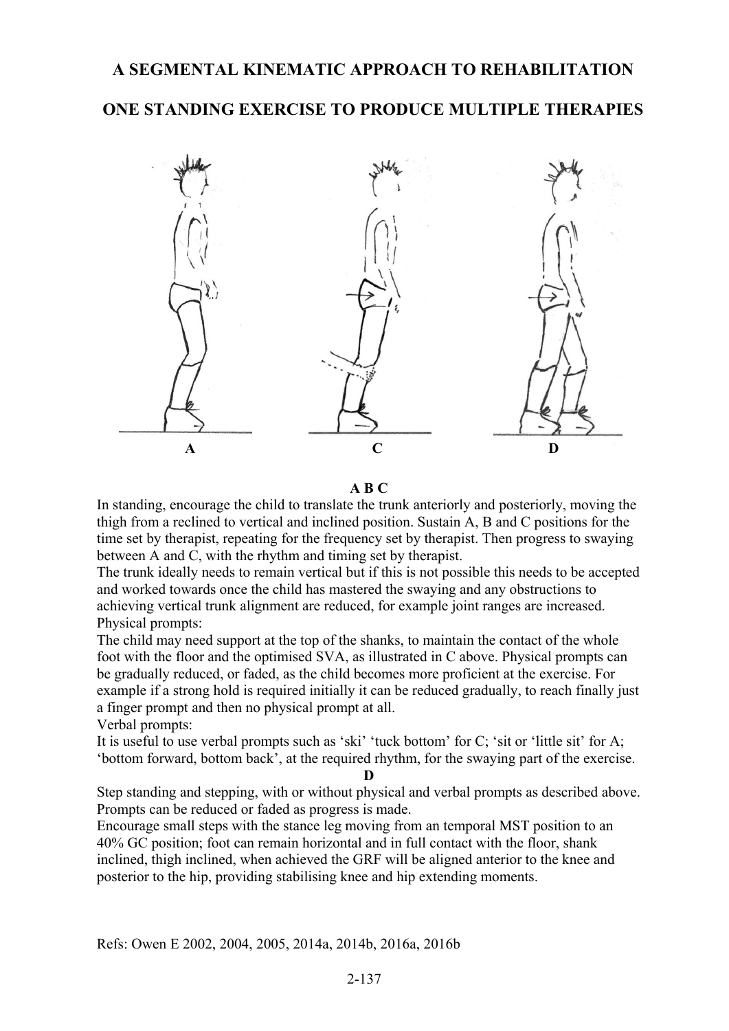# A SEGMENTAL KINEMATIC APPROACH TO REHABILITATION

# ONE STANDING EXERCISE TO PRODUCE MULTIPLE THERAPIES

A C D

**A B C**

In standing, encourage the child to translate the trunk anteriorly and posteriorly, moving the thigh from a reclined to vertical and inclined position. Sustain A, B and C positions for the time set by therapist, repeating for the frequency set by therapist. Then progress to swaying between A and C, with the rhythm and timing set by therapist.

The trunk ideally needs to remain vertical but if this is not possible this needs to be accepted and worked towards once the child has mastered the swaying and any obstructions to achieving vertical trunk alignment are reduced, for example joint ranges are increased.

Physical prompts:

The child may need support at the top of the shanks, to maintain the contact of the whole foot with the floor and the optimised SVA, as illustrated in C above. Physical prompts can be gradually reduced, or faded, as the child becomes more proficient at the exercise. For example if a strong hold is required initially it can be reduced gradually, to reach finally just a finger prompt and then no physical prompt at all.

Verbal prompts:

It is useful to use verbal prompts such as 'ski' 'tuck bottom' for C; 'sit or 'little sit' for A; 'bottom forward, bottom back', at the required rhythm, for the swaying part of the exercise.

**D**

Step standing and stepping, with or without physical and verbal prompts as described above. Prompts can be reduced or faded as progress is made.

Encourage small steps with the stance leg moving from an temporal MST position to an 40% GC position; foot can remain horizontal and in full contact with the floor, shank inclined, thigh inclined, when achieved the GRF will be aligned anterior to the knee and posterior to the hip, providing stabilising knee and hip extending moments.

Refs: Owen E 2002, 2004, 2005, 2014a, 2014b, 2016a, 2016b